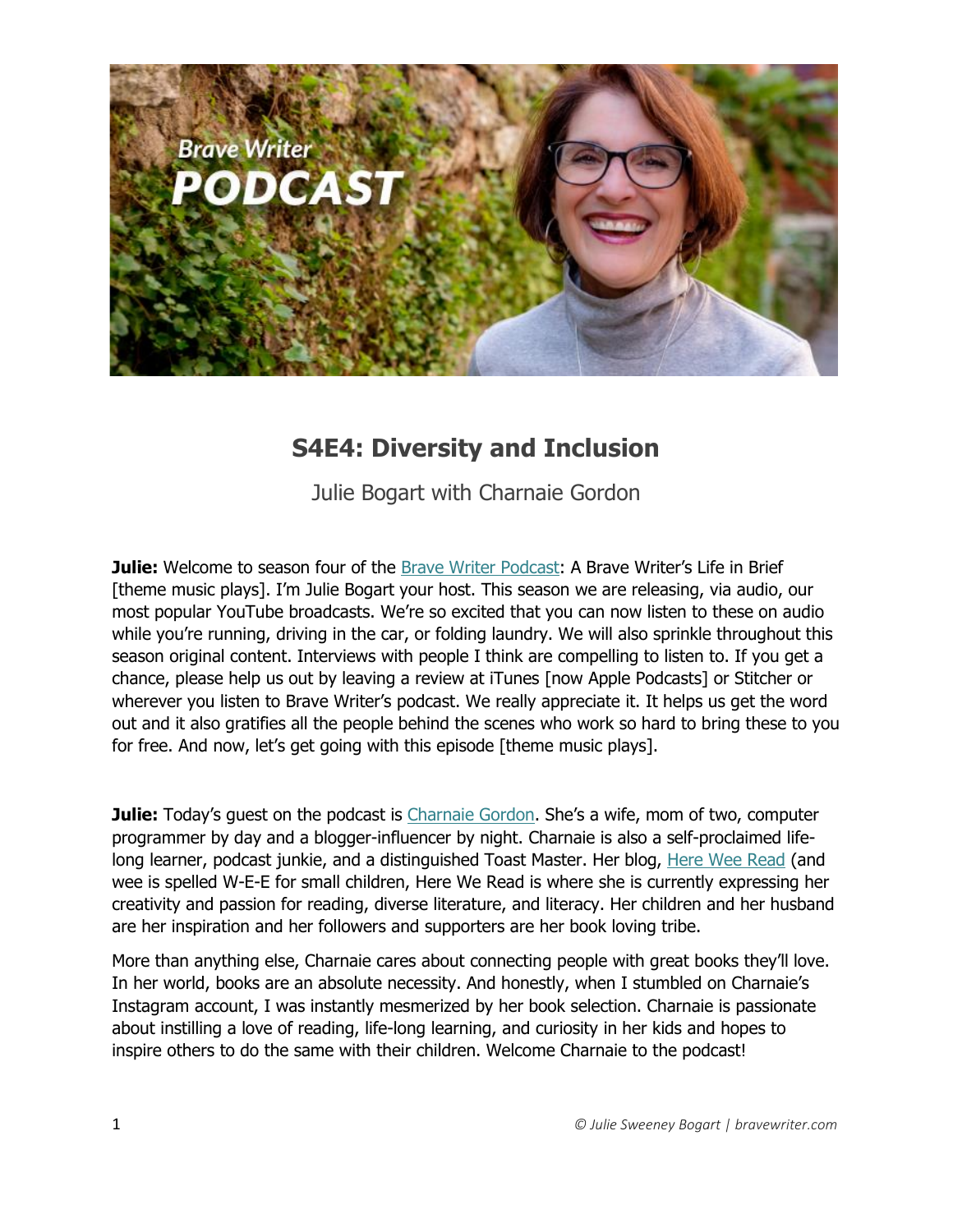# S4E4: Diversity and Inclusion

Julie Bogart with Charnaie Gordon

**Julie:** Welcome to season four of the Brave Writer Podcast: A Brave Writer's Life in Brief [theme music plays]. I'm Julie Bogart your host. This season we are releasing, via audio, our most popular YouTube broadcasts. We're so excited that you can now listen to these on audio while you're running, driving in the car, or folding laundry. We will also sprinkle throughout this season original content. Interviews with people I think are compelling to listen to. If you get a chance, please help us out by leaving a review at iTunes [now Apple Podcasts] or Stitcher or wherever you listen to Brave Writer's podcast. We really appreciate it. It helps us get the word out and it also gratifies all the people behind the scenes who work so hard to bring these to you for free. And now, let's get going with this episode [theme music plays].

**Julie:** Today's guest on the podcast is Charnaie Gordon. She's a wife, mom of two, computer programmer by day and a blogger-influencer by night. Charnaie is also a self-proclaimed life-long learner, podcast junkie, and a distinguished Toast Master. Her blog, Here Wee Read (and wee is spelled W-E-E for small children, Here We Read is where she is currently expressing her creativity and passion for reading, diverse literature, and literacy. Her children and her husband are her inspiration and her followers and supporters are her book loving tribe.

More than anything else, Charnaie cares about connecting people with great books they'll love. In her world, books are an absolute necessity. And honestly, when I stumbled on Charnaie's Instagram account, I was instantly mesmerized by her book selection. Charnaie is passionate about instilling a love of reading, life-long learning, and curiosity in her kids and hopes to inspire others to do the same with their children. Welcome Charnaie to the podcast!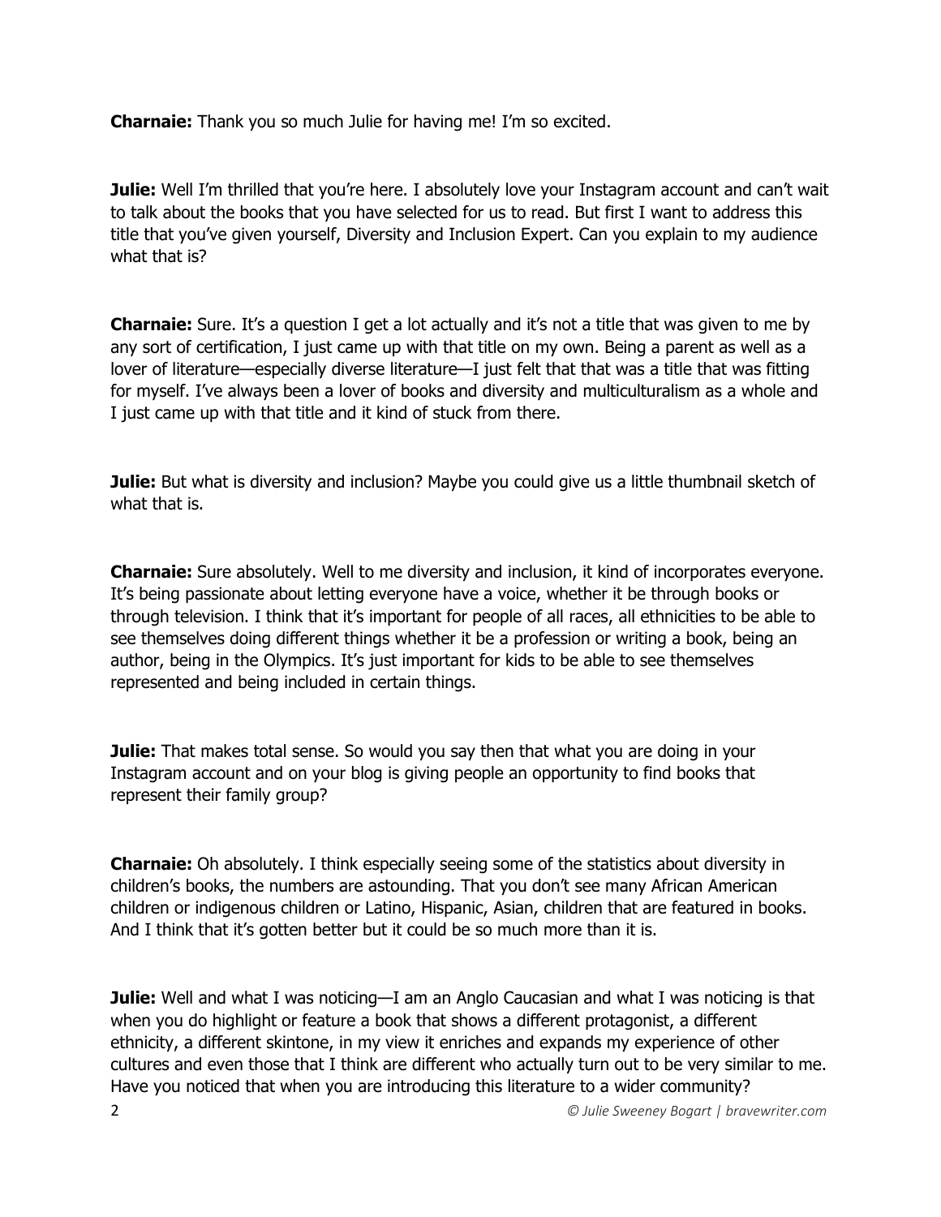**Charnaie:** Thank you so much Julie for having me! I'm so excited.

**Julie:** Well I'm thrilled that you're here. I absolutely love your Instagram account and can't wait to talk about the books that you have selected for us to read. But first I want to address this title that you've given yourself, Diversity and Inclusion Expert. Can you explain to my audience what that is?

**Charnaie:** Sure. It's a question I get a lot actually and it's not a title that was given to me by any sort of certification, I just came up with that title on my own. Being a parent as well as a lover of literature—especially diverse literature—I just felt that that was a title that was fitting for myself. I've always been a lover of books and diversity and multiculturalism as a whole and I just came up with that title and it kind of stuck from there.

**Julie:** But what is diversity and inclusion? Maybe you could give us a little thumbnail sketch of what that is.

**Charnaie:** Sure absolutely. Well to me diversity and inclusion, it kind of incorporates everyone. It's being passionate about letting everyone have a voice, whether it be through books or through television. I think that it's important for people of all races, all ethnicities to be able to see themselves doing different things whether it be a profession or writing a book, being an author, being in the Olympics. It's just important for kids to be able to see themselves represented and being included in certain things.

**Julie:** That makes total sense. So would you say then that what you are doing in your Instagram account and on your blog is giving people an opportunity to find books that represent their family group?

**Charnaie:** Oh absolutely. I think especially seeing some of the statistics about diversity in children's books, the numbers are astounding. That you don't see many African American children or indigenous children or Latino, Hispanic, Asian, children that are featured in books. And I think that it's gotten better but it could be so much more than it is.

**Julie:** Well and what I was noticing—I am an Anglo Caucasian and what I was noticing is that when you do highlight or feature a book that shows a different protagonist, a different ethnicity, a different skintone, in my view it enriches and expands my experience of other cultures and even those that I think are different who actually turn out to be very similar to me. Have you noticed that when you are introducing this literature to a wider community?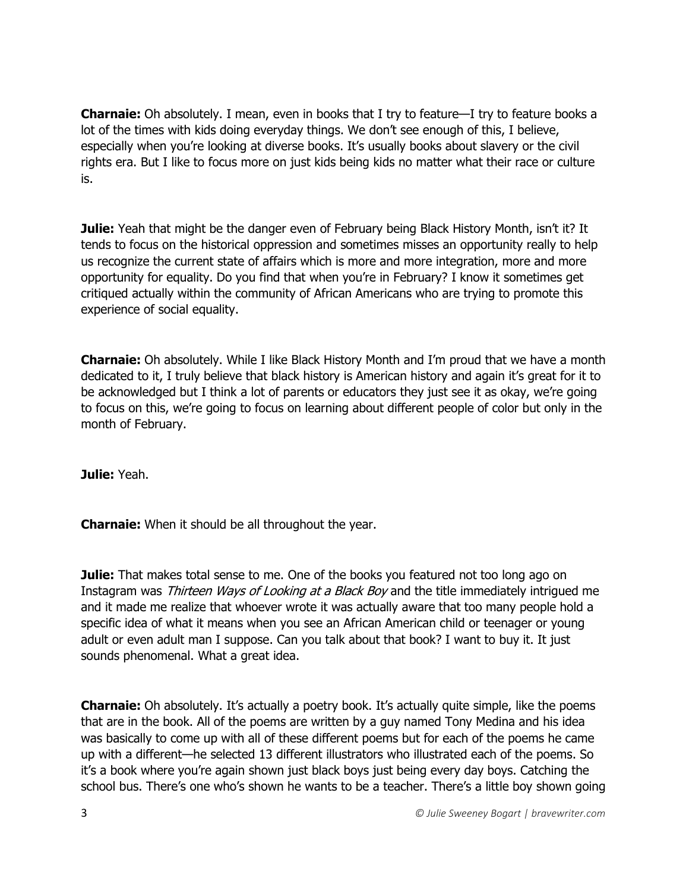**Charnaie:** Oh absolutely. I mean, even in books that I try to feature—I try to feature books a lot of the times with kids doing everyday things. We don't see enough of this, I believe, especially when you're looking at diverse books. It's usually books about slavery or the civil rights era. But I like to focus more on just kids being kids no matter what their race or culture is.

**Julie:** Yeah that might be the danger even of February being Black History Month, isn't it? It tends to focus on the historical oppression and sometimes misses an opportunity really to help us recognize the current state of affairs which is more and more integration, more and more opportunity for equality. Do you find that when you're in February? I know it sometimes get critiqued actually within the community of African Americans who are trying to promote this experience of social equality.

**Charnaie:** Oh absolutely. While I like Black History Month and I'm proud that we have a month dedicated to it, I truly believe that black history is American history and again it's great for it to be acknowledged but I think a lot of parents or educators they just see it as okay, we're going to focus on this, we're going to focus on learning about different people of color but only in the month of February.

**Julie:** Yeah.

**Charnaie:** When it should be all throughout the year.

**Julie:** That makes total sense to me. One of the books you featured not too long ago on Instagram was *Thirteen Ways of Looking at a Black Boy* and the title immediately intrigued me and it made me realize that whoever wrote it was actually aware that too many people hold a specific idea of what it means when you see an African American child or teenager or young adult or even adult man I suppose. Can you talk about that book? I want to buy it. It just sounds phenomenal. What a great idea.

**Charnaie:** Oh absolutely. It's actually a poetry book. It's actually quite simple, like the poems that are in the book. All of the poems are written by a guy named Tony Medina and his idea was basically to come up with all of these different poems but for each of the poems he came up with a different—he selected 13 different illustrators who illustrated each of the poems. So it's a book where you're again shown just black boys just being every day boys. Catching the school bus. There's one who's shown he wants to be a teacher. There's a little boy shown going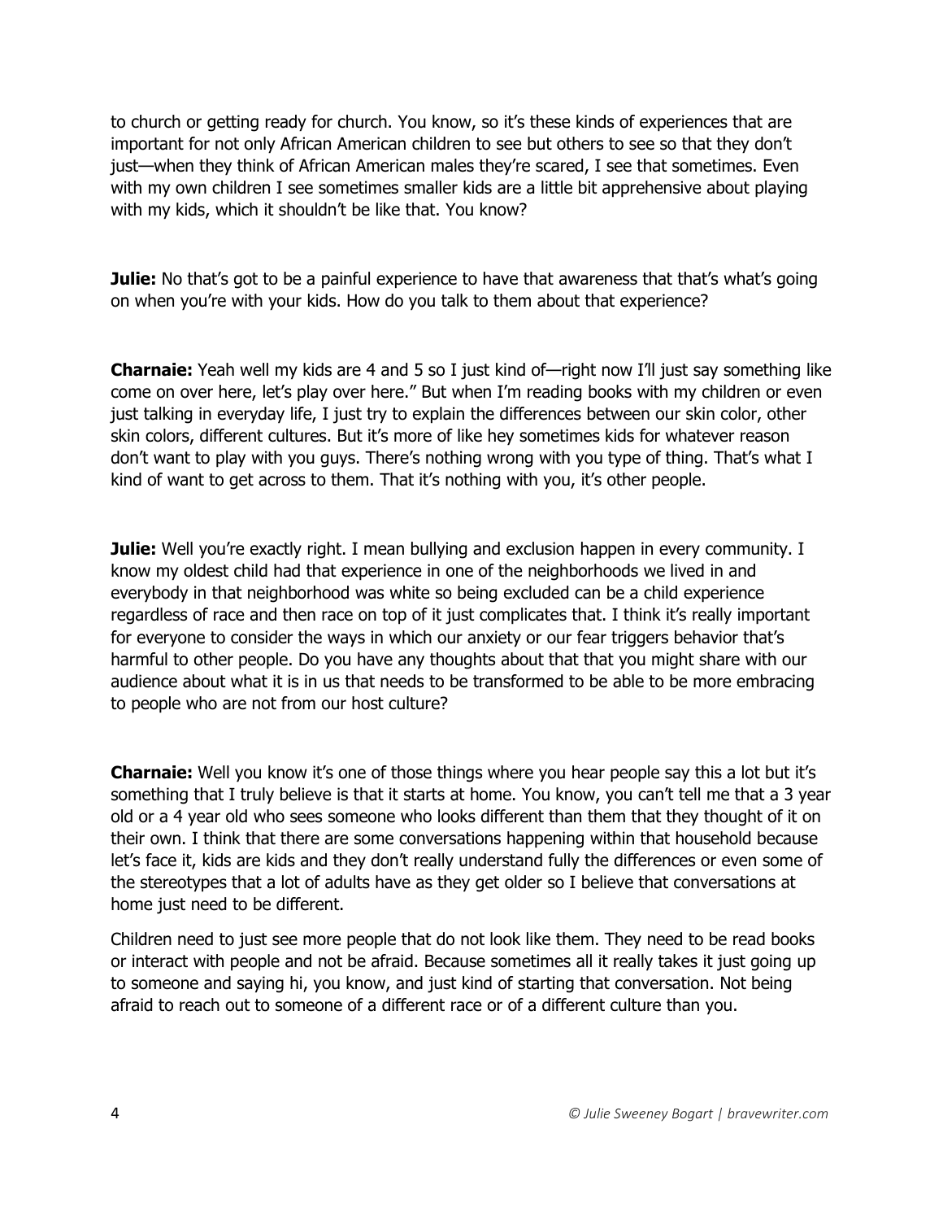to church or getting ready for church. You know, so it's these kinds of experiences that are important for not only African American children to see but others to see so that they don't just—when they think of African American males they're scared, I see that sometimes. Even with my own children I see sometimes smaller kids are a little bit apprehensive about playing with my kids, which it shouldn't be like that. You know?

**Julie:** No that's got to be a painful experience to have that awareness that that's what's going on when you're with your kids. How do you talk to them about that experience?

**Charnaie:** Yeah well my kids are 4 and 5 so I just kind of—right now I'll just say something like come on over here, let's play over here." But when I'm reading books with my children or even just talking in everyday life, I just try to explain the differences between our skin color, other skin colors, different cultures. But it's more of like hey sometimes kids for whatever reason don't want to play with you guys. There's nothing wrong with you type of thing. That's what I kind of want to get across to them. That it's nothing with you, it's other people.

**Julie:** Well you're exactly right. I mean bullying and exclusion happen in every community. I know my oldest child had that experience in one of the neighborhoods we lived in and everybody in that neighborhood was white so being excluded can be a child experience regardless of race and then race on top of it just complicates that. I think it's really important for everyone to consider the ways in which our anxiety or our fear triggers behavior that's harmful to other people. Do you have any thoughts about that that you might share with our audience about what it is in us that needs to be transformed to be able to be more embracing to people who are not from our host culture?

**Charnaie:** Well you know it's one of those things where you hear people say this a lot but it's something that I truly believe is that it starts at home. You know, you can't tell me that a 3 year old or a 4 year old who sees someone who looks different than them that they thought of it on their own. I think that there are some conversations happening within that household because let's face it, kids are kids and they don't really understand fully the differences or even some of the stereotypes that a lot of adults have as they get older so I believe that conversations at home just need to be different.

Children need to just see more people that do not look like them. They need to be read books or interact with people and not be afraid. Because sometimes all it really takes it just going up to someone and saying hi, you know, and just kind of starting that conversation. Not being afraid to reach out to someone of a different race or of a different culture than you.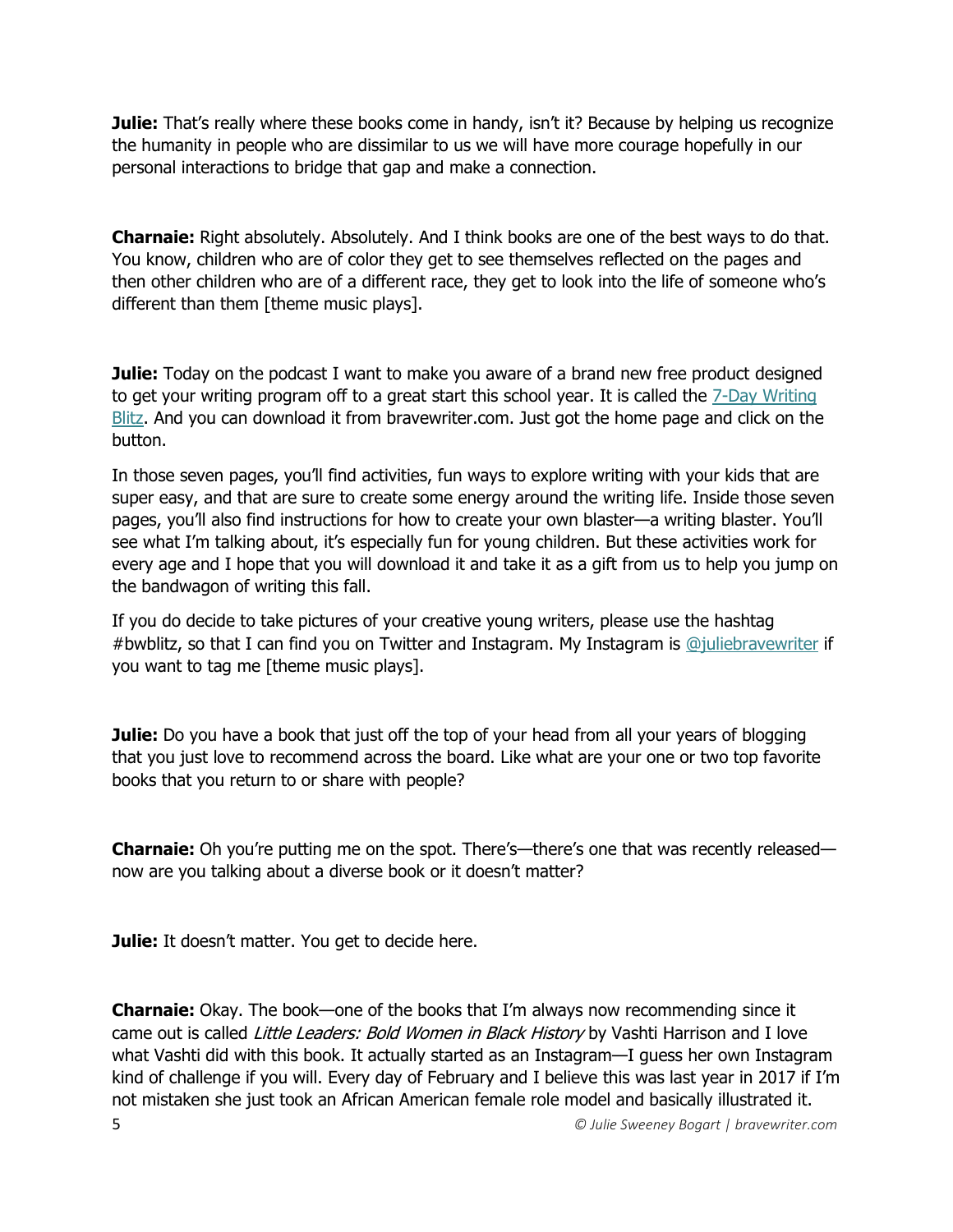**Julie:** That's really where these books come in handy, isn't it? Because by helping us recognize the humanity in people who are dissimilar to us we will have more courage hopefully in our personal interactions to bridge that gap and make a connection.

**Charnaie:** Right absolutely. Absolutely. And I think books are one of the best ways to do that. You know, children who are of color they get to see themselves reflected on the pages and then other children who are of a different race, they get to look into the life of someone who's different than them [theme music plays].

**Julie:** Today on the podcast I want to make you aware of a brand new free product designed to get your writing program off to a great start this school year. It is called the [7-Day Writing Blitz](). And you can download it from bravewriter.com. Just got the home page and click on the button.

In those seven pages, you'll find activities, fun ways to explore writing with your kids that are super easy, and that are sure to create some energy around the writing life. Inside those seven pages, you'll also find instructions for how to create your own blaster—a writing blaster. You'll see what I'm talking about, it's especially fun for young children. But these activities work for every age and I hope that you will download it and take it as a gift from us to help you jump on the bandwagon of writing this fall.

If you do decide to take pictures of your creative young writers, please use the hashtag #bwblitz, so that I can find you on Twitter and Instagram. My Instagram is [@juliebravewriter]() if you want to tag me [theme music plays].

**Julie:** Do you have a book that just off the top of your head from all your years of blogging that you just love to recommend across the board. Like what are your one or two top favorite books that you return to or share with people?

**Charnaie:** Oh you're putting me on the spot. There's—there's one that was recently released—now are you talking about a diverse book or it doesn't matter?

**Julie:** It doesn't matter. You get to decide here.

**Charnaie:** Okay. The book—one of the books that I'm always now recommending since it came out is called *Little Leaders: Bold Women in Black History* by Vashti Harrison and I love what Vashti did with this book. It actually started as an Instagram—I guess her own Instagram kind of challenge if you will. Every day of February and I believe this was last year in 2017 if I'm not mistaken she just took an African American female role model and basically illustrated it.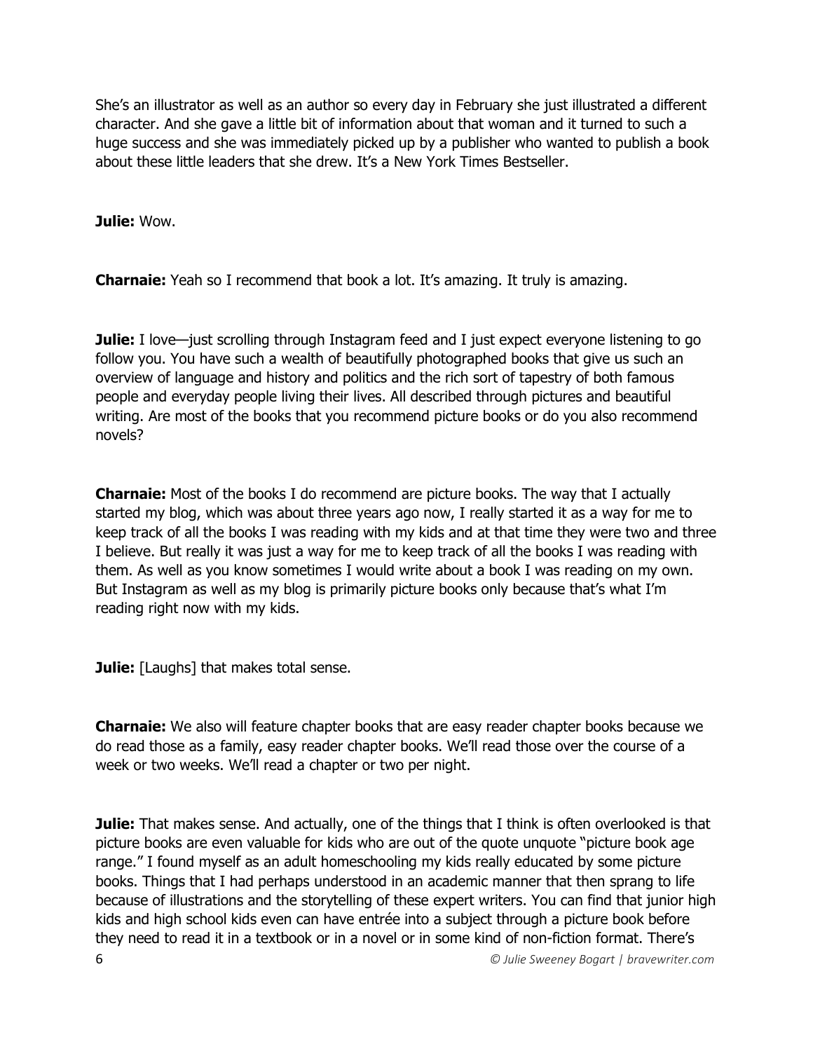She's an illustrator as well as an author so every day in February she just illustrated a different character. And she gave a little bit of information about that woman and it turned to such a huge success and she was immediately picked up by a publisher who wanted to publish a book about these little leaders that she drew. It's a New York Times Bestseller.

**Julie:** Wow.

**Charnaie:** Yeah so I recommend that book a lot. It's amazing. It truly is amazing.

**Julie:** I love—just scrolling through Instagram feed and I just expect everyone listening to go follow you. You have such a wealth of beautifully photographed books that give us such an overview of language and history and politics and the rich sort of tapestry of both famous people and everyday people living their lives. All described through pictures and beautiful writing. Are most of the books that you recommend picture books or do you also recommend novels?

**Charnaie:** Most of the books I do recommend are picture books. The way that I actually started my blog, which was about three years ago now, I really started it as a way for me to keep track of all the books I was reading with my kids and at that time they were two and three I believe. But really it was just a way for me to keep track of all the books I was reading with them. As well as you know sometimes I would write about a book I was reading on my own. But Instagram as well as my blog is primarily picture books only because that's what I'm reading right now with my kids.

**Julie:** [Laughs] that makes total sense.

**Charnaie:** We also will feature chapter books that are easy reader chapter books because we do read those as a family, easy reader chapter books. We'll read those over the course of a week or two weeks. We'll read a chapter or two per night.

**Julie:** That makes sense. And actually, one of the things that I think is often overlooked is that picture books are even valuable for kids who are out of the quote unquote "picture book age range." I found myself as an adult homeschooling my kids really educated by some picture books. Things that I had perhaps understood in an academic manner that then sprang to life because of illustrations and the storytelling of these expert writers. You can find that junior high kids and high school kids even can have entrée into a subject through a picture book before they need to read it in a textbook or in a novel or in some kind of non-fiction format. There's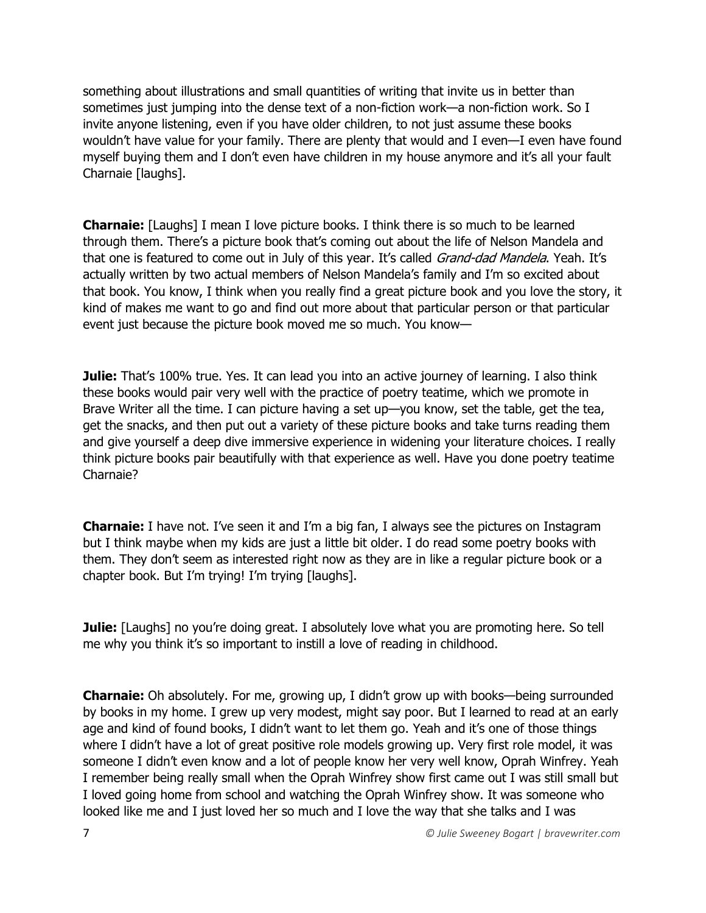something about illustrations and small quantities of writing that invite us in better than sometimes just jumping into the dense text of a non-fiction work—a non-fiction work. So I invite anyone listening, even if you have older children, to not just assume these books wouldn't have value for your family. There are plenty that would and I even—I even have found myself buying them and I don't even have children in my house anymore and it's all your fault Charnaie [laughs].

**Charnaie:** [Laughs] I mean I love picture books. I think there is so much to be learned through them. There's a picture book that's coming out about the life of Nelson Mandela and that one is featured to come out in July of this year. It's called *Grand-dad Mandela*. Yeah. It's actually written by two actual members of Nelson Mandela's family and I'm so excited about that book. You know, I think when you really find a great picture book and you love the story, it kind of makes me want to go and find out more about that particular person or that particular event just because the picture book moved me so much. You know—

**Julie:** That's 100% true. Yes. It can lead you into an active journey of learning. I also think these books would pair very well with the practice of poetry teatime, which we promote in Brave Writer all the time. I can picture having a set up—you know, set the table, get the tea, get the snacks, and then put out a variety of these picture books and take turns reading them and give yourself a deep dive immersive experience in widening your literature choices. I really think picture books pair beautifully with that experience as well. Have you done poetry teatime Charnaie?

**Charnaie:** I have not. I've seen it and I'm a big fan, I always see the pictures on Instagram but I think maybe when my kids are just a little bit older. I do read some poetry books with them. They don't seem as interested right now as they are in like a regular picture book or a chapter book. But I'm trying! I'm trying [laughs].

**Julie:** [Laughs] no you're doing great. I absolutely love what you are promoting here. So tell me why you think it's so important to instill a love of reading in childhood.

**Charnaie:** Oh absolutely. For me, growing up, I didn't grow up with books—being surrounded by books in my home. I grew up very modest, might say poor. But I learned to read at an early age and kind of found books, I didn't want to let them go. Yeah and it's one of those things where I didn't have a lot of great positive role models growing up. Very first role model, it was someone I didn't even know and a lot of people know her very well know, Oprah Winfrey. Yeah I remember being really small when the Oprah Winfrey show first came out I was still small but I loved going home from school and watching the Oprah Winfrey show. It was someone who looked like me and I just loved her so much and I love the way that she talks and I was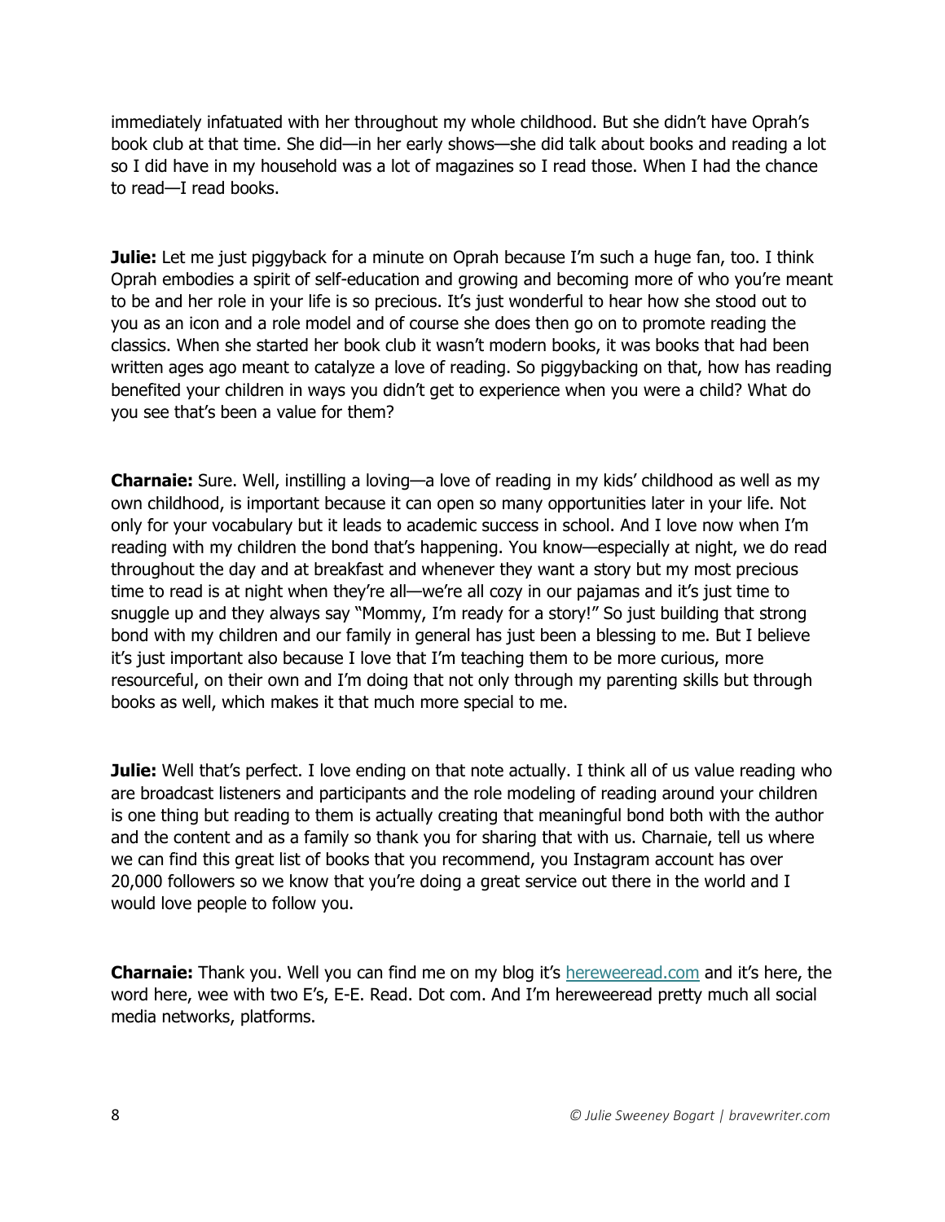immediately infatuated with her throughout my whole childhood. But she didn't have Oprah's book club at that time. She did—in her early shows—she did talk about books and reading a lot so I did have in my household was a lot of magazines so I read those. When I had the chance to read—I read books.

**Julie:** Let me just piggyback for a minute on Oprah because I'm such a huge fan, too. I think Oprah embodies a spirit of self-education and growing and becoming more of who you're meant to be and her role in your life is so precious. It's just wonderful to hear how she stood out to you as an icon and a role model and of course she does then go on to promote reading the classics. When she started her book club it wasn't modern books, it was books that had been written ages ago meant to catalyze a love of reading. So piggybacking on that, how has reading benefited your children in ways you didn't get to experience when you were a child? What do you see that's been a value for them?

**Charnaie:** Sure. Well, instilling a loving—a love of reading in my kids' childhood as well as my own childhood, is important because it can open so many opportunities later in your life. Not only for your vocabulary but it leads to academic success in school. And I love now when I'm reading with my children the bond that's happening. You know—especially at night, we do read throughout the day and at breakfast and whenever they want a story but my most precious time to read is at night when they're all—we're all cozy in our pajamas and it's just time to snuggle up and they always say "Mommy, I'm ready for a story!" So just building that strong bond with my children and our family in general has just been a blessing to me. But I believe it's just important also because I love that I'm teaching them to be more curious, more resourceful, on their own and I'm doing that not only through my parenting skills but through books as well, which makes it that much more special to me.

**Julie:** Well that's perfect. I love ending on that note actually. I think all of us value reading who are broadcast listeners and participants and the role modeling of reading around your children is one thing but reading to them is actually creating that meaningful bond both with the author and the content and as a family so thank you for sharing that with us. Charnaie, tell us where we can find this great list of books that you recommend, you Instagram account has over 20,000 followers so we know that you're doing a great service out there in the world and I would love people to follow you.

**Charnaie:** Thank you. Well you can find me on my blog it's [hereweeread.com](http://hereweeread.com) and it's here, the word here, wee with two E's, E-E. Read. Dot com. And I'm hereweeread pretty much all social media networks, platforms.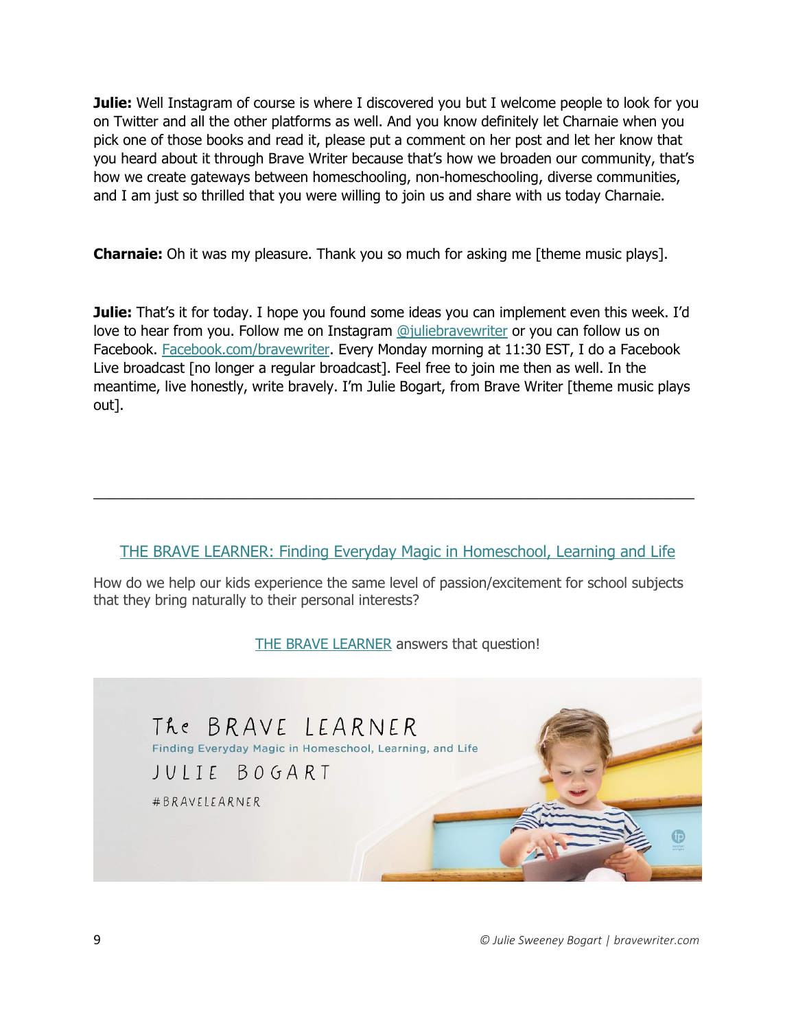**Julie:** Well Instagram of course is where I discovered you but I welcome people to look for you on Twitter and all the other platforms as well. And you know definitely let Charnaie when you pick one of those books and read it, please put a comment on her post and let her know that you heard about it through Brave Writer because that's how we broaden our community, that's how we create gateways between homeschooling, non-homeschooling, diverse communities, and I am just so thrilled that you were willing to join us and share with us today Charnaie.

**Charnaie:** Oh it was my pleasure. Thank you so much for asking me [theme music plays].

**Julie:** That's it for today. I hope you found some ideas you can implement even this week. I'd love to hear from you. Follow me on Instagram @juliebravewriter or you can follow us on Facebook. Facebook.com/bravewriter. Every Monday morning at 11:30 EST, I do a Facebook Live broadcast [no longer a regular broadcast]. Feel free to join me then as well. In the meantime, live honestly, write bravely. I'm Julie Bogart, from Brave Writer [theme music plays out].

---

THE BRAVE LEARNER: Finding Everyday Magic in Homeschool, Learning and Life

How do we help our kids experience the same level of passion/excitement for school subjects that they bring naturally to their personal interests?

THE BRAVE LEARNER answers that question!

The BRAVE LEARNER
Finding Everyday Magic in Homeschool, Learning, and Life
JULIE BOGART
#BRAVELEARNER